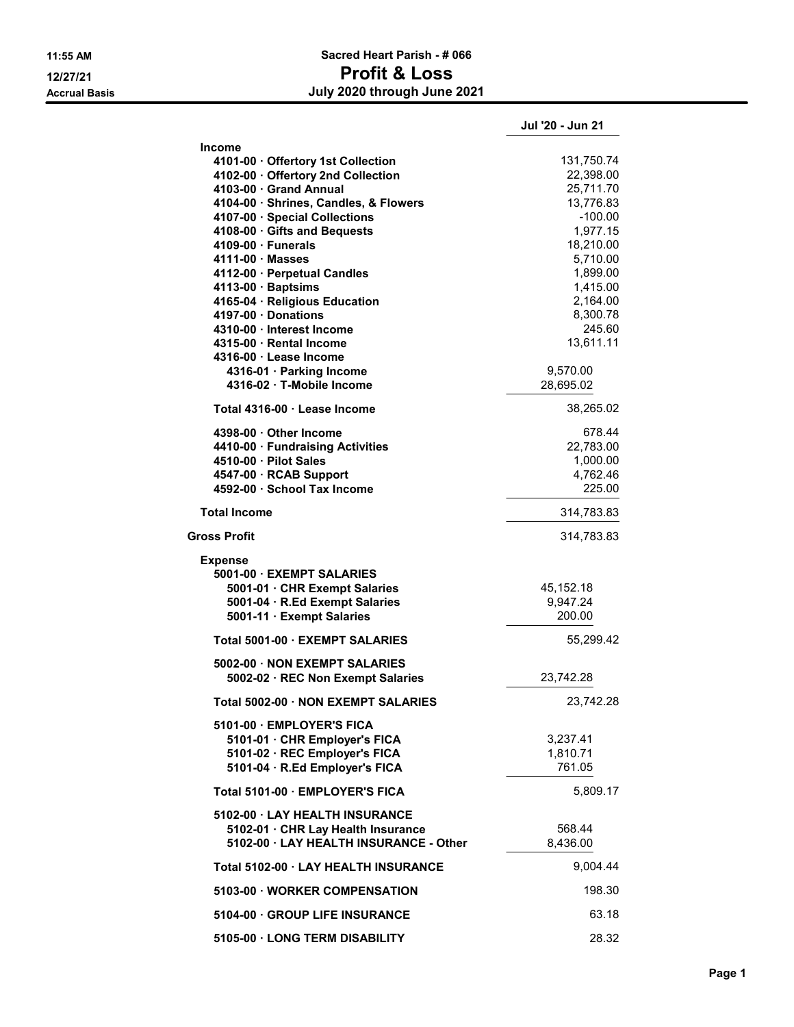11:55 AM
12/27/21
Accrual Basis

# Sacred Heart Parish - # 066
## Profit & Loss
### July 2020 through June 2021

| | | Jul '20 - Jun 21 |
|---|---|---|
| **Income** | | |
| **4101-00 · Offertory 1st Collection** | | 131,750.74 |
| **4102-00 · Offertory 2nd Collection** | | 22,398.00 |
| **4103-00 · Grand Annual** | | 25,711.70 |
| **4104-00 · Shrines, Candles, & Flowers** | | 13,776.83 |
| **4107-00 · Special Collections** | | -100.00 |
| **4108-00 · Gifts and Bequests** | | 1,977.15 |
| **4109-00 · Funerals** | | 18,210.00 |
| **4111-00 · Masses** | | 5,710.00 |
| **4112-00 · Perpetual Candles** | | 1,899.00 |
| **4113-00 · Baptsims** | | 1,415.00 |
| **4165-04 · Religious Education** | | 2,164.00 |
| **4197-00 · Donations** | | 8,300.78 |
| **4310-00 · Interest Income** | | 245.60 |
| **4315-00 · Rental Income** | | 13,611.11 |
| **4316-00 · Lease Income** | | |
| **4316-01 · Parking Income** | 9,570.00 | |
| **4316-02 · T-Mobile Income** | 28,695.02 | |
| **Total 4316-00 · Lease Income** | | 38,265.02 |
| **4398-00 · Other Income** | | 678.44 |
| **4410-00 · Fundraising Activities** | | 22,783.00 |
| **4510-00 · Pilot Sales** | | 1,000.00 |
| **4547-00 · RCAB Support** | | 4,762.46 |
| **4592-00 · School Tax Income** | | 225.00 |
| **Total Income** | | 314,783.83 |
| **Gross Profit** | | 314,783.83 |
| **Expense** | | |
| **5001-00 · EXEMPT SALARIES** | | |
| **5001-01 · CHR Exempt Salaries** | 45,152.18 | |
| **5001-04 · R.Ed Exempt Salaries** | 9,947.24 | |
| **5001-11 · Exempt Salaries** | 200.00 | |
| **Total 5001-00 · EXEMPT SALARIES** | | 55,299.42 |
| **5002-00 · NON EXEMPT SALARIES** | | |
| **5002-02 · REC Non Exempt Salaries** | 23,742.28 | |
| **Total 5002-00 · NON EXEMPT SALARIES** | | 23,742.28 |
| **5101-00 · EMPLOYER'S FICA** | | |
| **5101-01 · CHR Employer's FICA** | 3,237.41 | |
| **5101-02 · REC Employer's FICA** | 1,810.71 | |
| **5101-04 · R.Ed Employer's FICA** | 761.05 | |
| **Total 5101-00 · EMPLOYER'S FICA** | | 5,809.17 |
| **5102-00 · LAY HEALTH INSURANCE** | | |
| **5102-01 · CHR Lay Health Insurance** | 568.44 | |
| **5102-00 · LAY HEALTH INSURANCE - Other** | 8,436.00 | |
| **Total 5102-00 · LAY HEALTH INSURANCE** | | 9,004.44 |
| **5103-00 · WORKER COMPENSATION** | | 198.30 |
| **5104-00 · GROUP LIFE INSURANCE** | | 63.18 |
| **5105-00 · LONG TERM DISABILITY** | | 28.32 |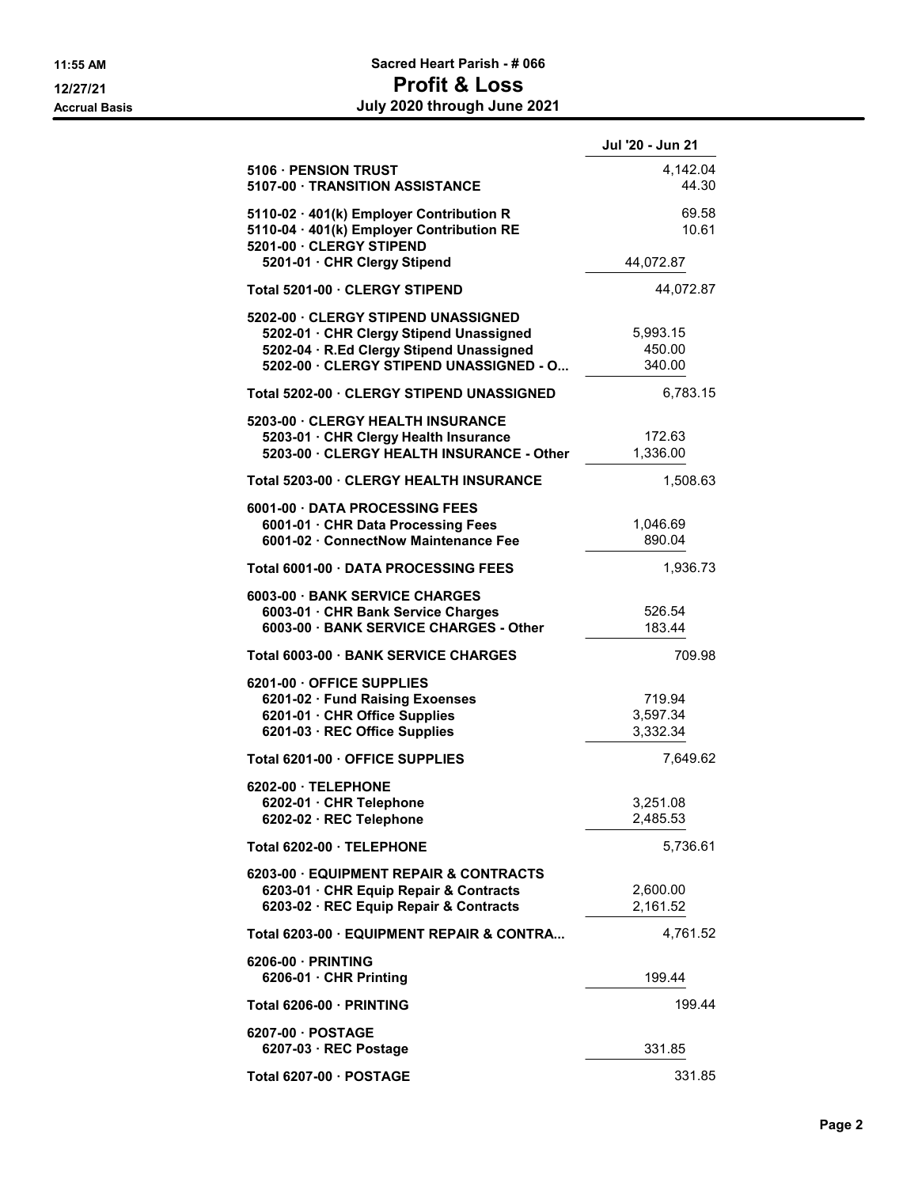# Sacred Heart Parish - # 066

## Profit & Loss

### July 2020 through June 2021

11:55 AM
12/27/21
Accrual Basis

| | | Jul '20 - Jun 21 |
|---|---|---|
| 5106 · PENSION TRUST | | 4,142.04 |
| 5107-00 · TRANSITION ASSISTANCE | | 44.30 |
| 5110-02 · 401(k) Employer Contribution R | | 69.58 |
| 5110-04 · 401(k) Employer Contribution RE | | 10.61 |
| 5201-00 · CLERGY STIPEND | | |
| 5201-01 · CHR Clergy Stipend | 44,072.87 | |
| Total 5201-00 · CLERGY STIPEND | | 44,072.87 |
| 5202-00 · CLERGY STIPEND UNASSIGNED | | |
| 5202-01 · CHR Clergy Stipend Unassigned | 5,993.15 | |
| 5202-04 · R.Ed Clergy Stipend Unassigned | 450.00 | |
| 5202-00 · CLERGY STIPEND UNASSIGNED - O... | 340.00 | |
| Total 5202-00 · CLERGY STIPEND UNASSIGNED | | 6,783.15 |
| 5203-00 · CLERGY HEALTH INSURANCE | | |
| 5203-01 · CHR Clergy Health Insurance | 172.63 | |
| 5203-00 · CLERGY HEALTH INSURANCE - Other | 1,336.00 | |
| Total 5203-00 · CLERGY HEALTH INSURANCE | | 1,508.63 |
| 6001-00 · DATA PROCESSING FEES | | |
| 6001-01 · CHR Data Processing Fees | 1,046.69 | |
| 6001-02 · ConnectNow Maintenance Fee | 890.04 | |
| Total 6001-00 · DATA PROCESSING FEES | | 1,936.73 |
| 6003-00 · BANK SERVICE CHARGES | | |
| 6003-01 · CHR Bank Service Charges | 526.54 | |
| 6003-00 · BANK SERVICE CHARGES - Other | 183.44 | |
| Total 6003-00 · BANK SERVICE CHARGES | | 709.98 |
| 6201-00 · OFFICE SUPPLIES | | |
| 6201-02 · Fund Raising Exoenses | 719.94 | |
| 6201-01 · CHR Office Supplies | 3,597.34 | |
| 6201-03 · REC Office Supplies | 3,332.34 | |
| Total 6201-00 · OFFICE SUPPLIES | | 7,649.62 |
| 6202-00 · TELEPHONE | | |
| 6202-01 · CHR Telephone | 3,251.08 | |
| 6202-02 · REC Telephone | 2,485.53 | |
| Total 6202-00 · TELEPHONE | | 5,736.61 |
| 6203-00 · EQUIPMENT REPAIR & CONTRACTS | | |
| 6203-01 · CHR Equip Repair & Contracts | 2,600.00 | |
| 6203-02 · REC Equip Repair & Contracts | 2,161.52 | |
| Total 6203-00 · EQUIPMENT REPAIR & CONTRA... | | 4,761.52 |
| 6206-00 · PRINTING | | |
| 6206-01 · CHR Printing | 199.44 | |
| Total 6206-00 · PRINTING | | 199.44 |
| 6207-00 · POSTAGE | | |
| 6207-03 · REC Postage | 331.85 | |
| Total 6207-00 · POSTAGE | | 331.85 |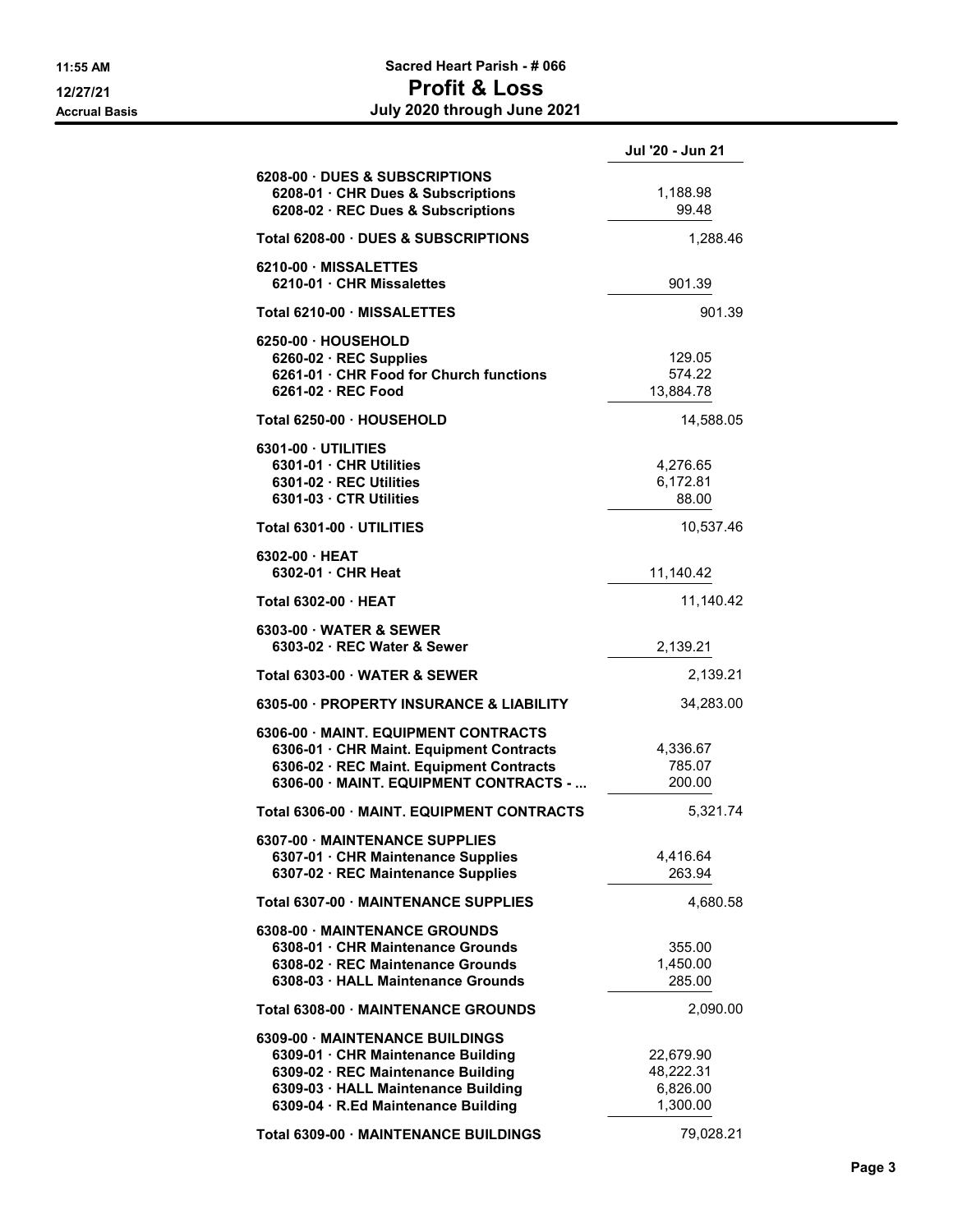# Sacred Heart Parish - # 066

## Profit & Loss

### July 2020 through June 2021

Accrual Basis

| | Jul '20 - Jun 21 |
|---|---|
| 6208-00 · DUES & SUBSCRIPTIONS | |
| 6208-01 · CHR Dues & Subscriptions | 1,188.98 |
| 6208-02 · REC Dues & Subscriptions | 99.48 |
| Total 6208-00 · DUES & SUBSCRIPTIONS | 1,288.46 |
| 6210-00 · MISSALETTES | |
| 6210-01 · CHR Missalettes | 901.39 |
| Total 6210-00 · MISSALETTES | 901.39 |
| 6250-00 · HOUSEHOLD | |
| 6260-02 · REC Supplies | 129.05 |
| 6261-01 · CHR Food for Church functions | 574.22 |
| 6261-02 · REC Food | 13,884.78 |
| Total 6250-00 · HOUSEHOLD | 14,588.05 |
| 6301-00 · UTILITIES | |
| 6301-01 · CHR Utilities | 4,276.65 |
| 6301-02 · REC Utilities | 6,172.81 |
| 6301-03 · CTR Utilities | 88.00 |
| Total 6301-00 · UTILITIES | 10,537.46 |
| 6302-00 · HEAT | |
| 6302-01 · CHR Heat | 11,140.42 |
| Total 6302-00 · HEAT | 11,140.42 |
| 6303-00 · WATER & SEWER | |
| 6303-02 · REC Water & Sewer | 2,139.21 |
| Total 6303-00 · WATER & SEWER | 2,139.21 |
| 6305-00 · PROPERTY INSURANCE & LIABILITY | 34,283.00 |
| 6306-00 · MAINT. EQUIPMENT CONTRACTS | |
| 6306-01 · CHR Maint. Equipment Contracts | 4,336.67 |
| 6306-02 · REC Maint. Equipment Contracts | 785.07 |
| 6306-00 · MAINT. EQUIPMENT CONTRACTS - ... | 200.00 |
| Total 6306-00 · MAINT. EQUIPMENT CONTRACTS | 5,321.74 |
| 6307-00 · MAINTENANCE SUPPLIES | |
| 6307-01 · CHR Maintenance Supplies | 4,416.64 |
| 6307-02 · REC Maintenance Supplies | 263.94 |
| Total 6307-00 · MAINTENANCE SUPPLIES | 4,680.58 |
| 6308-00 · MAINTENANCE GROUNDS | |
| 6308-01 · CHR Maintenance Grounds | 355.00 |
| 6308-02 · REC Maintenance Grounds | 1,450.00 |
| 6308-03 · HALL Maintenance Grounds | 285.00 |
| Total 6308-00 · MAINTENANCE GROUNDS | 2,090.00 |
| 6309-00 · MAINTENANCE BUILDINGS | |
| 6309-01 · CHR Maintenance Building | 22,679.90 |
| 6309-02 · REC Maintenance Building | 48,222.31 |
| 6309-03 · HALL Maintenance Building | 6,826.00 |
| 6309-04 · R.Ed Maintenance Building | 1,300.00 |
| Total 6309-00 · MAINTENANCE BUILDINGS | 79,028.21 |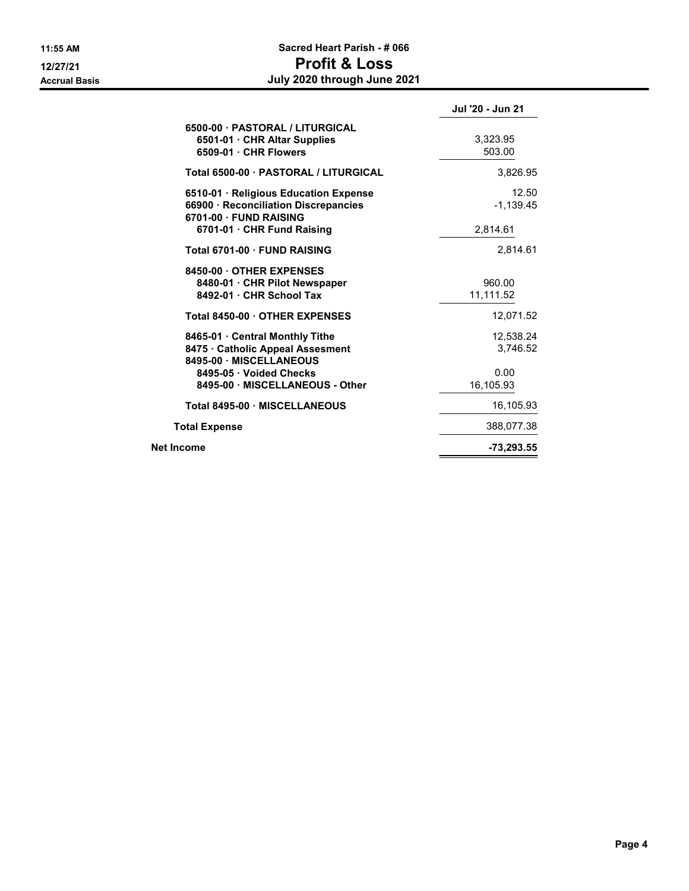# Sacred Heart Parish - # 066

## Profit & Loss

### July 2020 through June 2021

11:55 AM
12/27/21
Accrual Basis

| | Jul '20 - Jun 21 |
|---|---|
| 6500-00 · PASTORAL / LITURGICAL | |
| 6501-01 · CHR Altar Supplies | 3,323.95 |
| 6509-01 · CHR Flowers | 503.00 |
| Total 6500-00 · PASTORAL / LITURGICAL | 3,826.95 |
| 6510-01 · Religious Education Expense | 12.50 |
| 66900 · Reconciliation Discrepancies | -1,139.45 |
| 6701-00 · FUND RAISING | |
| 6701-01 · CHR Fund Raising | 2,814.61 |
| Total 6701-00 · FUND RAISING | 2,814.61 |
| 8450-00 · OTHER EXPENSES | |
| 8480-01 · CHR Pilot Newspaper | 960.00 |
| 8492-01 · CHR School Tax | 11,111.52 |
| Total 8450-00 · OTHER EXPENSES | 12,071.52 |
| 8465-01 · Central Monthly Tithe | 12,538.24 |
| 8475 · Catholic Appeal Assesment | 3,746.52 |
| 8495-00 · MISCELLANEOUS | |
| 8495-05 · Voided Checks | 0.00 |
| 8495-00 · MISCELLANEOUS - Other | 16,105.93 |
| Total 8495-00 · MISCELLANEOUS | 16,105.93 |
| Total Expense | 388,077.38 |
| **Net Income** | **-73,293.55** |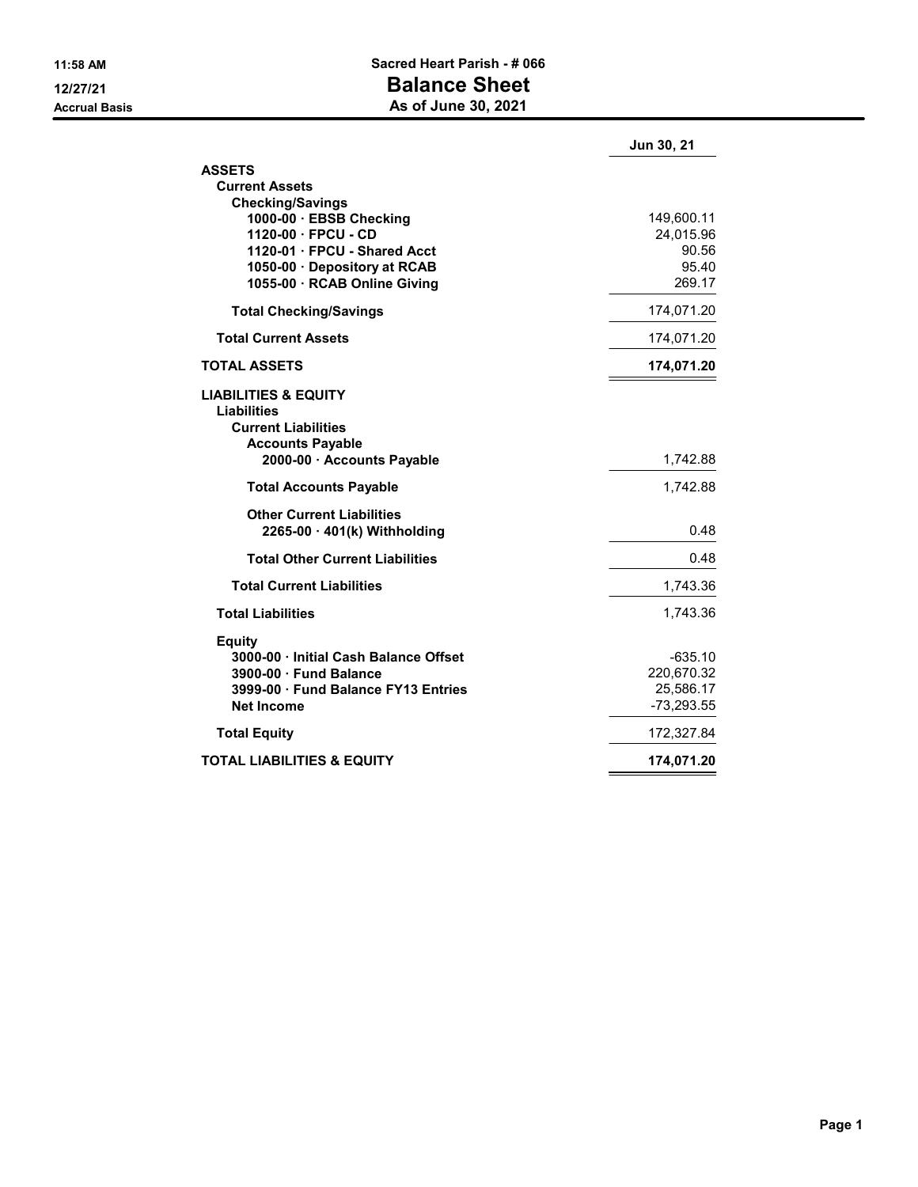11:58 AM
12/27/21
Accrual Basis

# Sacred Heart Parish - # 066
# Balance Sheet
## As of June 30, 2021

| | Jun 30, 21 |
|---|---|
| **ASSETS** | |
| **Current Assets** | |
| **Checking/Savings** | |
| **1000-00 · EBSB Checking** | 149,600.11 |
| **1120-00 · FPCU - CD** | 24,015.96 |
| **1120-01 · FPCU - Shared Acct** | 90.56 |
| **1050-00 · Depository at RCAB** | 95.40 |
| **1055-00 · RCAB Online Giving** | 269.17 |
| **Total Checking/Savings** | 174,071.20 |
| **Total Current Assets** | 174,071.20 |
| **TOTAL ASSETS** | **174,071.20** |
| **LIABILITIES & EQUITY** | |
| **Liabilities** | |
| **Current Liabilities** | |
| **Accounts Payable** | |
| **2000-00 · Accounts Payable** | 1,742.88 |
| **Total Accounts Payable** | 1,742.88 |
| **Other Current Liabilities** | |
| **2265-00 · 401(k) Withholding** | 0.48 |
| **Total Other Current Liabilities** | 0.48 |
| **Total Current Liabilities** | 1,743.36 |
| **Total Liabilities** | 1,743.36 |
| **Equity** | |
| **3000-00 · Initial Cash Balance Offset** | -635.10 |
| **3900-00 · Fund Balance** | 220,670.32 |
| **3999-00 · Fund Balance FY13 Entries** | 25,586.17 |
| **Net Income** | -73,293.55 |
| **Total Equity** | 172,327.84 |
| **TOTAL LIABILITIES & EQUITY** | **174,071.20** |